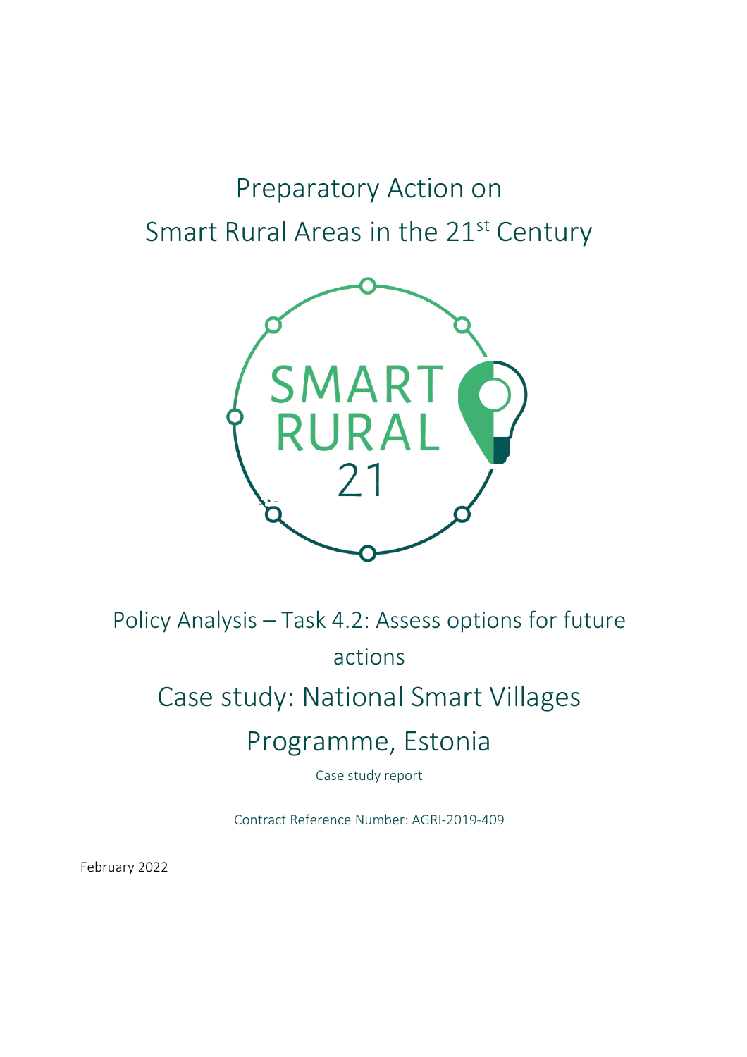# Preparatory Action on Smart Rural Areas in the 21st Century

Policy Analysis – Task 4.2: Assess options for future actions

## Case study: National Smart Villages Programme, Estonia

Case study report

Contract Reference Number: AGRI-2019-409

February 2022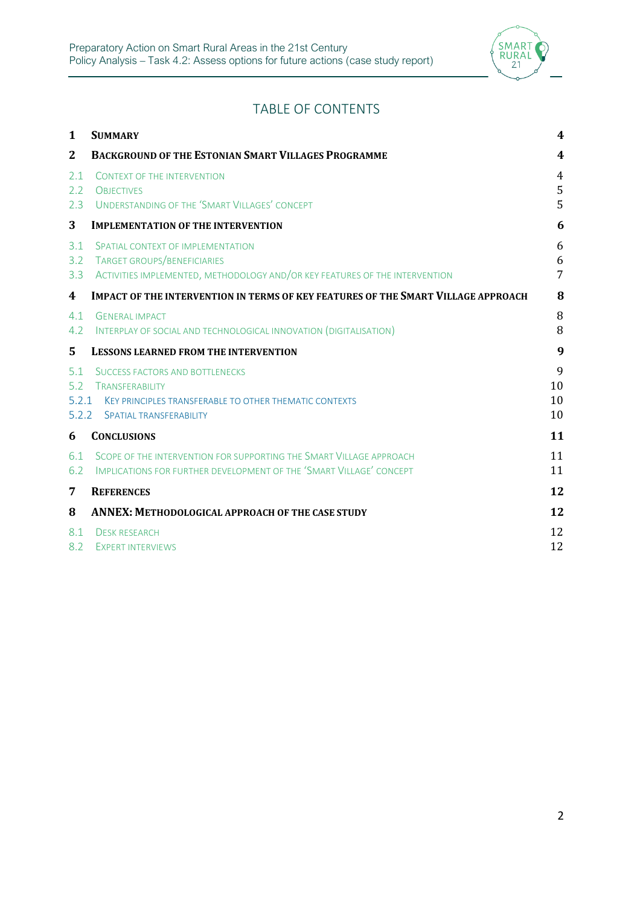# TABLE OF CONTENTS

| | | |
|---|---|---|
| **1** | **SUMMARY** | **4** |
| **2** | **BACKGROUND OF THE ESTONIAN SMART VILLAGES PROGRAMME** | **4** |
| 2.1 | CONTEXT OF THE INTERVENTION | 4 |
| 2.2 | OBJECTIVES | 5 |
| 2.3 | UNDERSTANDING OF THE 'SMART VILLAGES' CONCEPT | 5 |
| **3** | **IMPLEMENTATION OF THE INTERVENTION** | **6** |
| 3.1 | SPATIAL CONTEXT OF IMPLEMENTATION | 6 |
| 3.2 | TARGET GROUPS/BENEFICIARIES | 6 |
| 3.3 | ACTIVITIES IMPLEMENTED, METHODOLOGY AND/OR KEY FEATURES OF THE INTERVENTION | 7 |
| **4** | **IMPACT OF THE INTERVENTION IN TERMS OF KEY FEATURES OF THE SMART VILLAGE APPROACH** | **8** |
| 4.1 | GENERAL IMPACT | 8 |
| 4.2 | INTERPLAY OF SOCIAL AND TECHNOLOGICAL INNOVATION (DIGITALISATION) | 8 |
| **5** | **LESSONS LEARNED FROM THE INTERVENTION** | **9** |
| 5.1 | SUCCESS FACTORS AND BOTTLENECKS | 9 |
| 5.2 | TRANSFERABILITY | 10 |
| 5.2.1 | KEY PRINCIPLES TRANSFERABLE TO OTHER THEMATIC CONTEXTS | 10 |
| 5.2.2 | SPATIAL TRANSFERABILITY | 10 |
| **6** | **CONCLUSIONS** | **11** |
| 6.1 | SCOPE OF THE INTERVENTION FOR SUPPORTING THE SMART VILLAGE APPROACH | 11 |
| 6.2 | IMPLICATIONS FOR FURTHER DEVELOPMENT OF THE 'SMART VILLAGE' CONCEPT | 11 |
| **7** | **REFERENCES** | **12** |
| **8** | **ANNEX: METHODOLOGICAL APPROACH OF THE CASE STUDY** | **12** |
| 8.1 | DESK RESEARCH | 12 |
| 8.2 | EXPERT INTERVIEWS | 12 |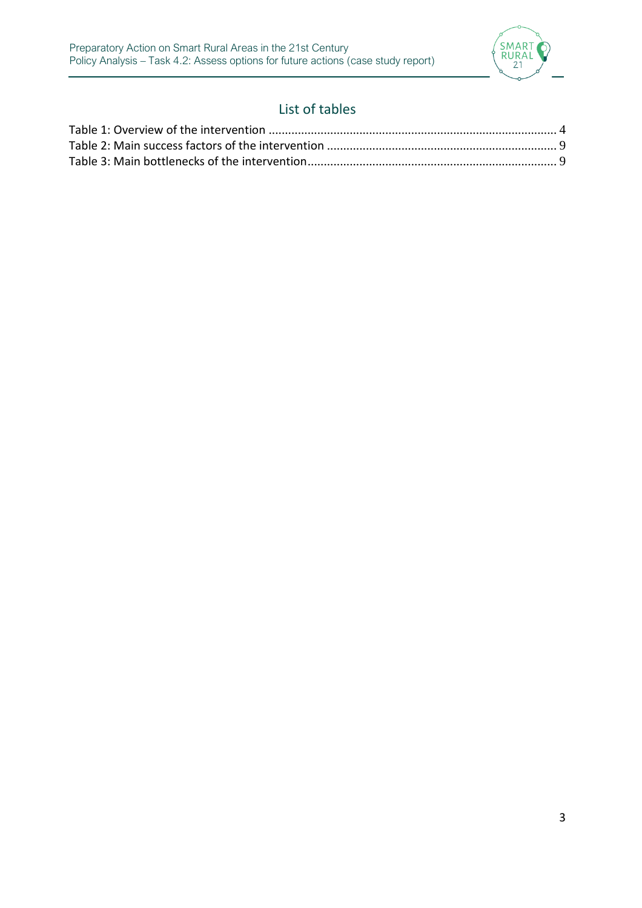## List of tables

Table 1: Overview of the intervention ........................................................................................ 4
Table 2: Main success factors of the intervention ...................................................................... 9
Table 3: Main bottlenecks of the intervention............................................................................ 9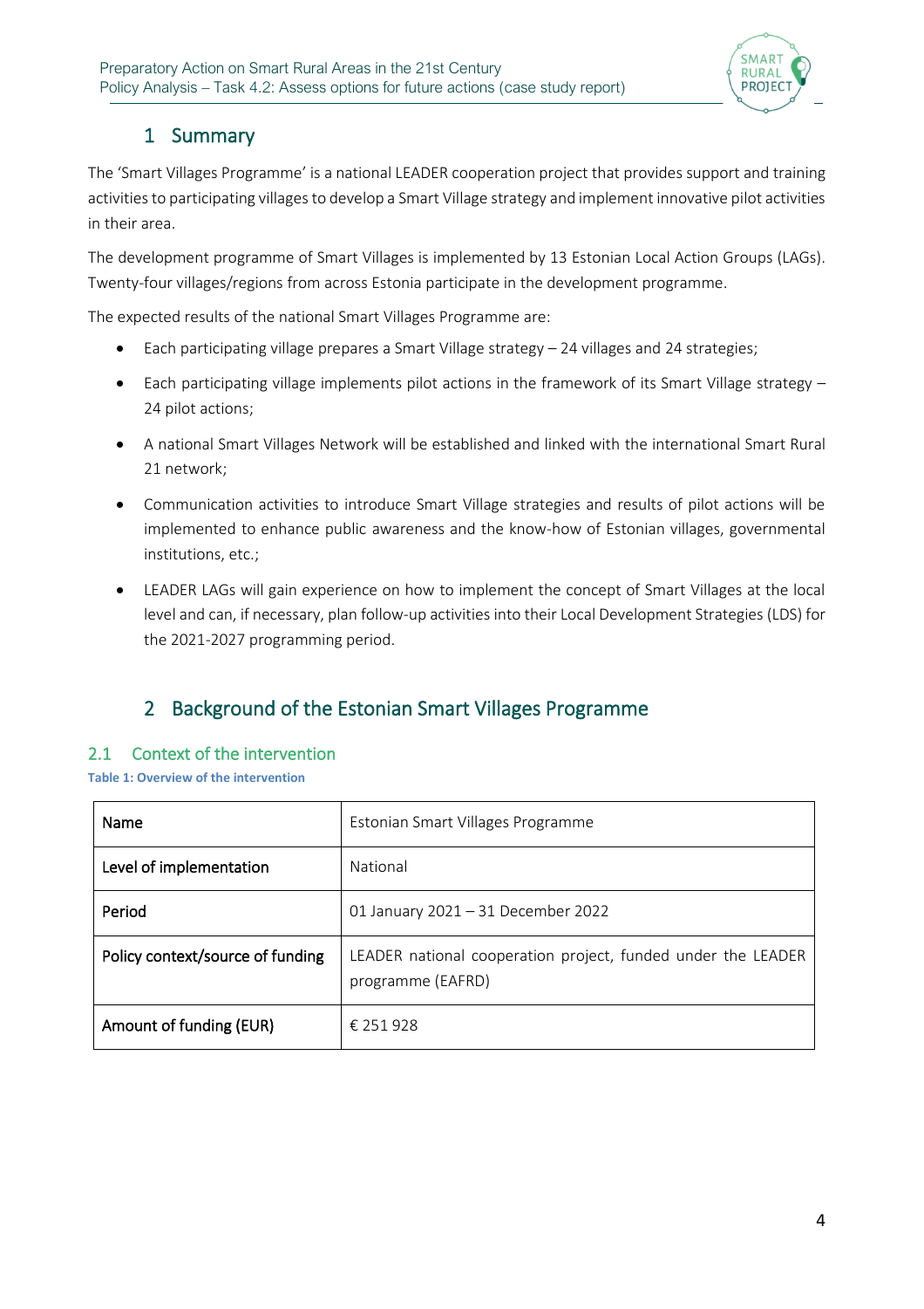# 1 Summary

The 'Smart Villages Programme' is a national LEADER cooperation project that provides support and training activities to participating villages to develop a Smart Village strategy and implement innovative pilot activities in their area.

The development programme of Smart Villages is implemented by 13 Estonian Local Action Groups (LAGs). Twenty-four villages/regions from across Estonia participate in the development programme.

The expected results of the national Smart Villages Programme are:

- Each participating village prepares a Smart Village strategy – 24 villages and 24 strategies;
- Each participating village implements pilot actions in the framework of its Smart Village strategy – 24 pilot actions;
- A national Smart Villages Network will be established and linked with the international Smart Rural 21 network;
- Communication activities to introduce Smart Village strategies and results of pilot actions will be implemented to enhance public awareness and the know-how of Estonian villages, governmental institutions, etc.;
- LEADER LAGs will gain experience on how to implement the concept of Smart Villages at the local level and can, if necessary, plan follow-up activities into their Local Development Strategies (LDS) for the 2021-2027 programming period.

# 2 Background of the Estonian Smart Villages Programme

## 2.1 Context of the intervention

**Table 1: Overview of the intervention**

| Name | Estonian Smart Villages Programme |
|---|---|
| Level of implementation | National |
| Period | 01 January 2021 – 31 December 2022 |
| Policy context/source of funding | LEADER national cooperation project, funded under the LEADER programme (EAFRD) |
| Amount of funding (EUR) | € 251 928 |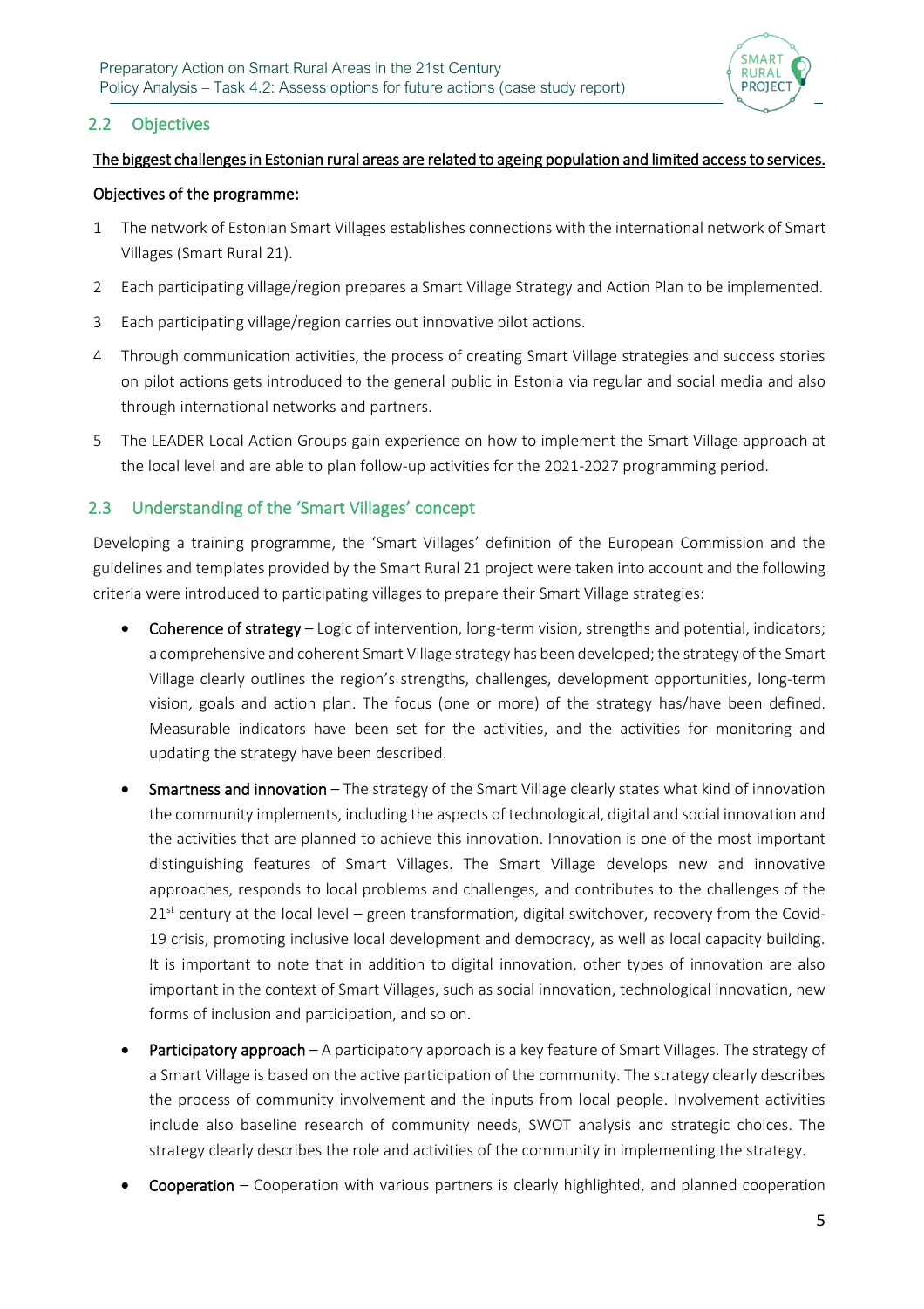## 2.2 Objectives

<u>The biggest challenges in Estonian rural areas are related to ageing population and limited access to services.</u>

<u>Objectives of the programme:</u>

1. The network of Estonian Smart Villages establishes connections with the international network of Smart Villages (Smart Rural 21).
2. Each participating village/region prepares a Smart Village Strategy and Action Plan to be implemented.
3. Each participating village/region carries out innovative pilot actions.
4. Through communication activities, the process of creating Smart Village strategies and success stories on pilot actions gets introduced to the general public in Estonia via regular and social media and also through international networks and partners.
5. The LEADER Local Action Groups gain experience on how to implement the Smart Village approach at the local level and are able to plan follow-up activities for the 2021-2027 programming period.

## 2.3 Understanding of the 'Smart Villages' concept

Developing a training programme, the 'Smart Villages' definition of the European Commission and the guidelines and templates provided by the Smart Rural 21 project were taken into account and the following criteria were introduced to participating villages to prepare their Smart Village strategies:

- Coherence of strategy – Logic of intervention, long-term vision, strengths and potential, indicators; a comprehensive and coherent Smart Village strategy has been developed; the strategy of the Smart Village clearly outlines the region's strengths, challenges, development opportunities, long-term vision, goals and action plan. The focus (one or more) of the strategy has/have been defined. Measurable indicators have been set for the activities, and the activities for monitoring and updating the strategy have been described.
- Smartness and innovation – The strategy of the Smart Village clearly states what kind of innovation the community implements, including the aspects of technological, digital and social innovation and the activities that are planned to achieve this innovation. Innovation is one of the most important distinguishing features of Smart Villages. The Smart Village develops new and innovative approaches, responds to local problems and challenges, and contributes to the challenges of the 21st century at the local level – green transformation, digital switchover, recovery from the Covid-19 crisis, promoting inclusive local development and democracy, as well as local capacity building. It is important to note that in addition to digital innovation, other types of innovation are also important in the context of Smart Villages, such as social innovation, technological innovation, new forms of inclusion and participation, and so on.
- Participatory approach – A participatory approach is a key feature of Smart Villages. The strategy of a Smart Village is based on the active participation of the community. The strategy clearly describes the process of community involvement and the inputs from local people. Involvement activities include also baseline research of community needs, SWOT analysis and strategic choices. The strategy clearly describes the role and activities of the community in implementing the strategy.
- Cooperation – Cooperation with various partners is clearly highlighted, and planned cooperation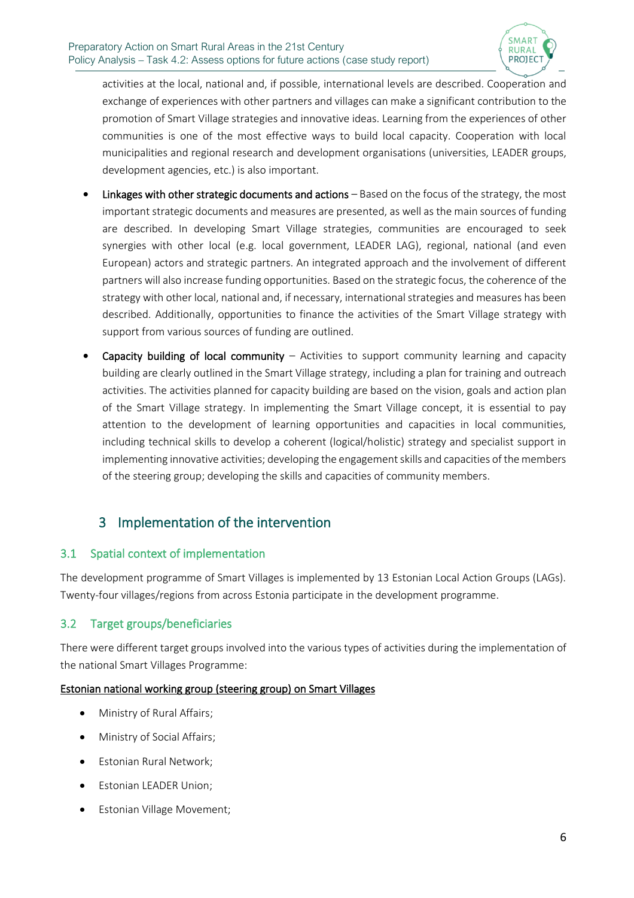activities at the local, national and, if possible, international levels are described. Cooperation and exchange of experiences with other partners and villages can make a significant contribution to the promotion of Smart Village strategies and innovative ideas. Learning from the experiences of other communities is one of the most effective ways to build local capacity. Cooperation with local municipalities and regional research and development organisations (universities, LEADER groups, development agencies, etc.) is also important.

- **Linkages with other strategic documents and actions** – Based on the focus of the strategy, the most important strategic documents and measures are presented, as well as the main sources of funding are described. In developing Smart Village strategies, communities are encouraged to seek synergies with other local (e.g. local government, LEADER LAG), regional, national (and even European) actors and strategic partners. An integrated approach and the involvement of different partners will also increase funding opportunities. Based on the strategic focus, the coherence of the strategy with other local, national and, if necessary, international strategies and measures has been described. Additionally, opportunities to finance the activities of the Smart Village strategy with support from various sources of funding are outlined.
- **Capacity building of local community** – Activities to support community learning and capacity building are clearly outlined in the Smart Village strategy, including a plan for training and outreach activities. The activities planned for capacity building are based on the vision, goals and action plan of the Smart Village strategy. In implementing the Smart Village concept, it is essential to pay attention to the development of learning opportunities and capacities in local communities, including technical skills to develop a coherent (logical/holistic) strategy and specialist support in implementing innovative activities; developing the engagement skills and capacities of the members of the steering group; developing the skills and capacities of community members.

# 3 Implementation of the intervention

## 3.1 Spatial context of implementation

The development programme of Smart Villages is implemented by 13 Estonian Local Action Groups (LAGs). Twenty-four villages/regions from across Estonia participate in the development programme.

## 3.2 Target groups/beneficiaries

There were different target groups involved into the various types of activities during the implementation of the national Smart Villages Programme:

<u>Estonian national working group (steering group) on Smart Villages</u>

- Ministry of Rural Affairs;
- Ministry of Social Affairs;
- Estonian Rural Network;
- Estonian LEADER Union;
- Estonian Village Movement;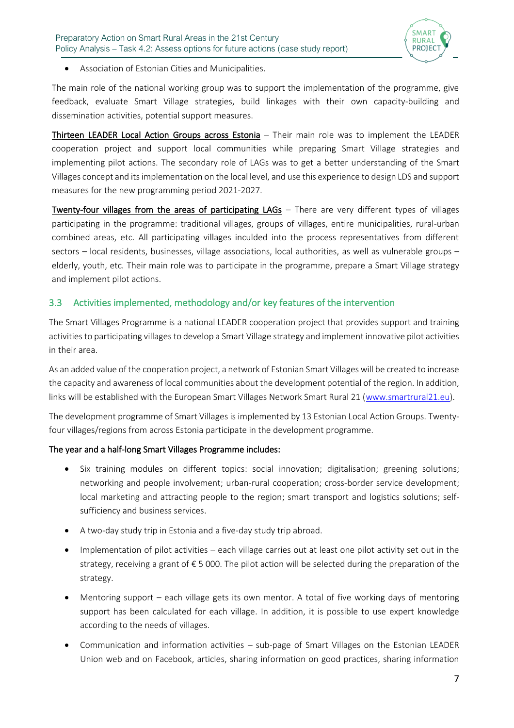- Association of Estonian Cities and Municipalities.

The main role of the national working group was to support the implementation of the programme, give feedback, evaluate Smart Village strategies, build linkages with their own capacity-building and dissemination activities, potential support measures.

**Thirteen LEADER Local Action Groups across Estonia** – Their main role was to implement the LEADER cooperation project and support local communities while preparing Smart Village strategies and implementing pilot actions. The secondary role of LAGs was to get a better understanding of the Smart Villages concept and its implementation on the local level, and use this experience to design LDS and support measures for the new programming period 2021-2027.

**Twenty-four villages from the areas of participating LAGs** – There are very different types of villages participating in the programme: traditional villages, groups of villages, entire municipalities, rural-urban combined areas, etc. All participating villages inculded into the process representatives from different sectors – local residents, businesses, village associations, local authorities, as well as vulnerable groups – elderly, youth, etc. Their main role was to participate in the programme, prepare a Smart Village strategy and implement pilot actions.

## 3.3 Activities implemented, methodology and/or key features of the intervention

The Smart Villages Programme is a national LEADER cooperation project that provides support and training activities to participating villages to develop a Smart Village strategy and implement innovative pilot activities in their area.

As an added value of the cooperation project, a network of Estonian Smart Villages will be created to increase the capacity and awareness of local communities about the development potential of the region. In addition, links will be established with the European Smart Villages Network Smart Rural 21 (www.smartrural21.eu).

The development programme of Smart Villages is implemented by 13 Estonian Local Action Groups. Twenty-four villages/regions from across Estonia participate in the development programme.

**The year and a half-long Smart Villages Programme includes:**

- Six training modules on different topics: social innovation; digitalisation; greening solutions; networking and people involvement; urban-rural cooperation; cross-border service development; local marketing and attracting people to the region; smart transport and logistics solutions; self-sufficiency and business services.
- A two-day study trip in Estonia and a five-day study trip abroad.
- Implementation of pilot activities – each village carries out at least one pilot activity set out in the strategy, receiving a grant of € 5 000. The pilot action will be selected during the preparation of the strategy.
- Mentoring support – each village gets its own mentor. A total of five working days of mentoring support has been calculated for each village. In addition, it is possible to use expert knowledge according to the needs of villages.
- Communication and information activities – sub-page of Smart Villages on the Estonian LEADER Union web and on Facebook, articles, sharing information on good practices, sharing information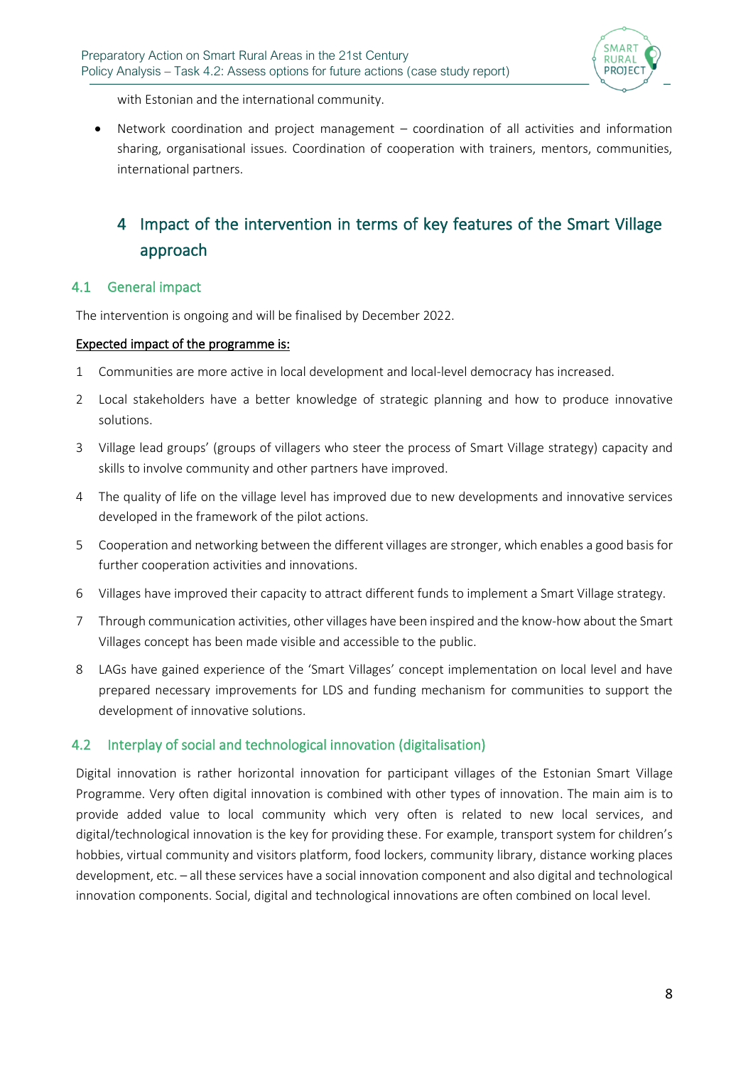with Estonian and the international community.

- Network coordination and project management – coordination of all activities and information sharing, organisational issues. Coordination of cooperation with trainers, mentors, communities, international partners.

# 4 Impact of the intervention in terms of key features of the Smart Village approach

## 4.1 General impact

The intervention is ongoing and will be finalised by December 2022.

**Expected impact of the programme is:**

1. Communities are more active in local development and local-level democracy has increased.
2. Local stakeholders have a better knowledge of strategic planning and how to produce innovative solutions.
3. Village lead groups' (groups of villagers who steer the process of Smart Village strategy) capacity and skills to involve community and other partners have improved.
4. The quality of life on the village level has improved due to new developments and innovative services developed in the framework of the pilot actions.
5. Cooperation and networking between the different villages are stronger, which enables a good basis for further cooperation activities and innovations.
6. Villages have improved their capacity to attract different funds to implement a Smart Village strategy.
7. Through communication activities, other villages have been inspired and the know-how about the Smart Villages concept has been made visible and accessible to the public.
8. LAGs have gained experience of the 'Smart Villages' concept implementation on local level and have prepared necessary improvements for LDS and funding mechanism for communities to support the development of innovative solutions.

## 4.2 Interplay of social and technological innovation (digitalisation)

Digital innovation is rather horizontal innovation for participant villages of the Estonian Smart Village Programme. Very often digital innovation is combined with other types of innovation. The main aim is to provide added value to local community which very often is related to new local services, and digital/technological innovation is the key for providing these. For example, transport system for children's hobbies, virtual community and visitors platform, food lockers, community library, distance working places development, etc. – all these services have a social innovation component and also digital and technological innovation components. Social, digital and technological innovations are often combined on local level.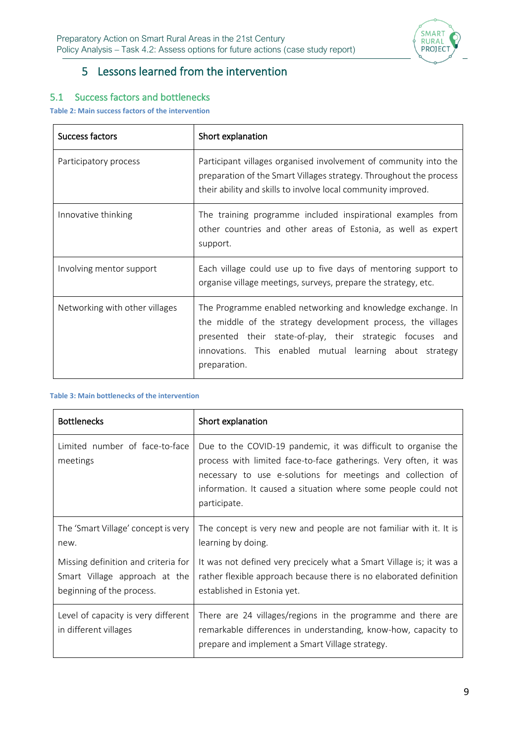# 5 Lessons learned from the intervention

## 5.1 Success factors and bottlenecks

**Table 2: Main success factors of the intervention**

| Success factors | Short explanation |
|---|---|
| Participatory process | Participant villages organised involvement of community into the preparation of the Smart Villages strategy. Throughout the process their ability and skills to involve local community improved. |
| Innovative thinking | The training programme included inspirational examples from other countries and other areas of Estonia, as well as expert support. |
| Involving mentor support | Each village could use up to five days of mentoring support to organise village meetings, surveys, prepare the strategy, etc. |
| Networking with other villages | The Programme enabled networking and knowledge exchange. In the middle of the strategy development process, the villages presented their state-of-play, their strategic focuses and innovations. This enabled mutual learning about strategy preparation. |

**Table 3: Main bottlenecks of the intervention**

| Bottlenecks | Short explanation |
|---|---|
| Limited number of face-to-face meetings | Due to the COVID-19 pandemic, it was difficult to organise the process with limited face-to-face gatherings. Very often, it was necessary to use e-solutions for meetings and collection of information. It caused a situation where some people could not participate. |
| The 'Smart Village' concept is very new. | The concept is very new and people are not familiar with it. It is learning by doing. |
| Missing definition and criteria for Smart Village approach at the beginning of the process. | It was not defined very precicely what a Smart Village is; it was a rather flexible approach because there is no elaborated definition established in Estonia yet. |
| Level of capacity is very different in different villages | There are 24 villages/regions in the programme and there are remarkable differences in understanding, know-how, capacity to prepare and implement a Smart Village strategy. |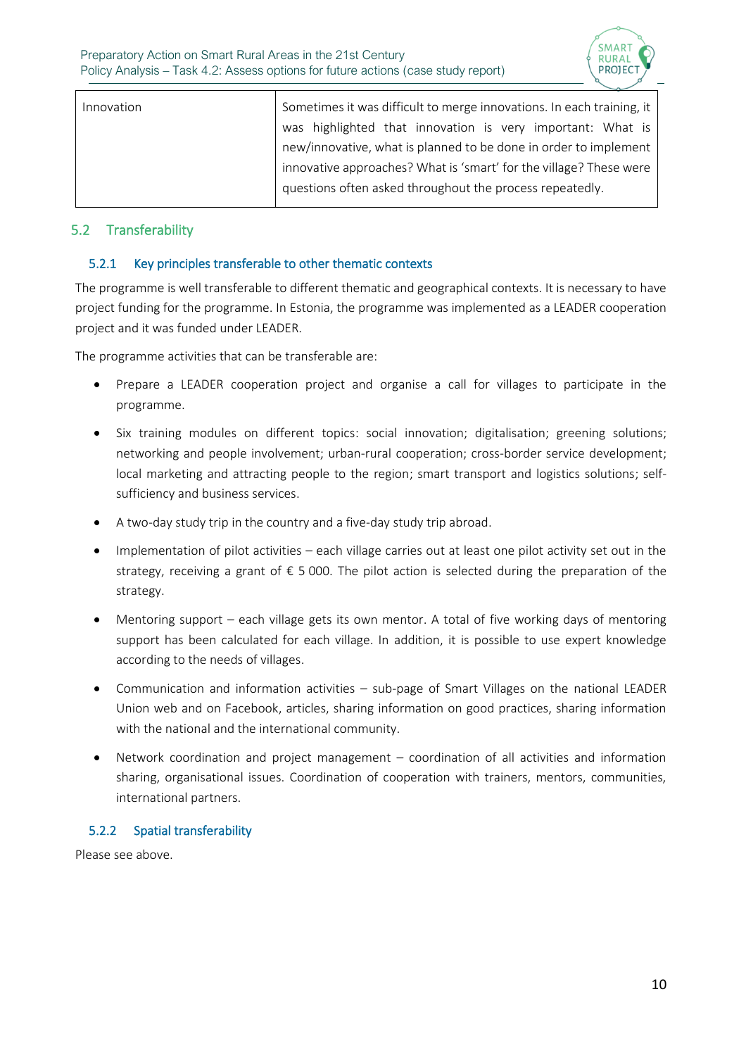| Innovation | Sometimes it was difficult to merge innovations. In each training, it was highlighted that innovation is very important: What is new/innovative, what is planned to be done in order to implement innovative approaches? What is 'smart' for the village? These were questions often asked throughout the process repeatedly. |
|---|---|

## 5.2 Transferability

### 5.2.1 Key principles transferable to other thematic contexts

The programme is well transferable to different thematic and geographical contexts. It is necessary to have project funding for the programme. In Estonia, the programme was implemented as a LEADER cooperation project and it was funded under LEADER.

The programme activities that can be transferable are:

- Prepare a LEADER cooperation project and organise a call for villages to participate in the programme.
- Six training modules on different topics: social innovation; digitalisation; greening solutions; networking and people involvement; urban-rural cooperation; cross-border service development; local marketing and attracting people to the region; smart transport and logistics solutions; self-sufficiency and business services.
- A two-day study trip in the country and a five-day study trip abroad.
- Implementation of pilot activities – each village carries out at least one pilot activity set out in the strategy, receiving a grant of € 5 000. The pilot action is selected during the preparation of the strategy.
- Mentoring support – each village gets its own mentor. A total of five working days of mentoring support has been calculated for each village. In addition, it is possible to use expert knowledge according to the needs of villages.
- Communication and information activities – sub-page of Smart Villages on the national LEADER Union web and on Facebook, articles, sharing information on good practices, sharing information with the national and the international community.
- Network coordination and project management – coordination of all activities and information sharing, organisational issues. Coordination of cooperation with trainers, mentors, communities, international partners.

### 5.2.2 Spatial transferability

Please see above.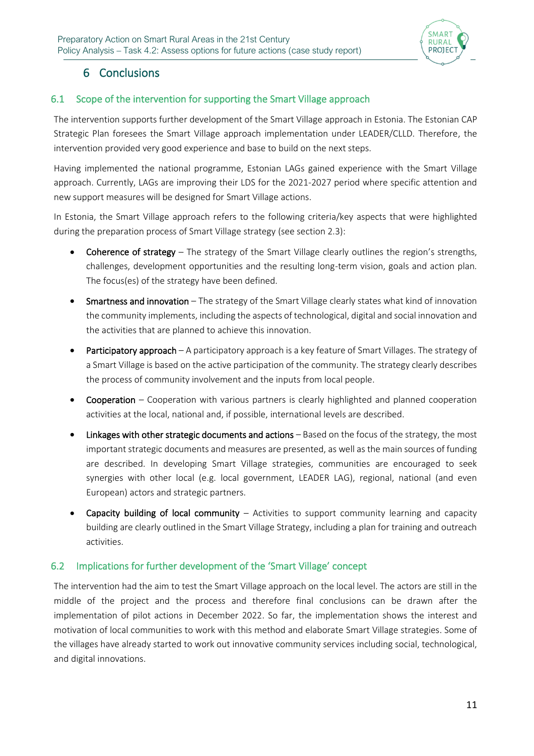# 6 Conclusions

## 6.1 Scope of the intervention for supporting the Smart Village approach

The intervention supports further development of the Smart Village approach in Estonia. The Estonian CAP Strategic Plan foresees the Smart Village approach implementation under LEADER/CLLD. Therefore, the intervention provided very good experience and base to build on the next steps.

Having implemented the national programme, Estonian LAGs gained experience with the Smart Village approach. Currently, LAGs are improving their LDS for the 2021-2027 period where specific attention and new support measures will be designed for Smart Village actions.

In Estonia, the Smart Village approach refers to the following criteria/key aspects that were highlighted during the preparation process of Smart Village strategy (see section 2.3):

- **Coherence of strategy** – The strategy of the Smart Village clearly outlines the region's strengths, challenges, development opportunities and the resulting long-term vision, goals and action plan. The focus(es) of the strategy have been defined.
- **Smartness and innovation** – The strategy of the Smart Village clearly states what kind of innovation the community implements, including the aspects of technological, digital and social innovation and the activities that are planned to achieve this innovation.
- **Participatory approach** – A participatory approach is a key feature of Smart Villages. The strategy of a Smart Village is based on the active participation of the community. The strategy clearly describes the process of community involvement and the inputs from local people.
- **Cooperation** – Cooperation with various partners is clearly highlighted and planned cooperation activities at the local, national and, if possible, international levels are described.
- **Linkages with other strategic documents and actions** – Based on the focus of the strategy, the most important strategic documents and measures are presented, as well as the main sources of funding are described. In developing Smart Village strategies, communities are encouraged to seek synergies with other local (e.g. local government, LEADER LAG), regional, national (and even European) actors and strategic partners.
- **Capacity building of local community** – Activities to support community learning and capacity building are clearly outlined in the Smart Village Strategy, including a plan for training and outreach activities.

## 6.2 Implications for further development of the 'Smart Village' concept

The intervention had the aim to test the Smart Village approach on the local level. The actors are still in the middle of the project and the process and therefore final conclusions can be drawn after the implementation of pilot actions in December 2022. So far, the implementation shows the interest and motivation of local communities to work with this method and elaborate Smart Village strategies. Some of the villages have already started to work out innovative community services including social, technological, and digital innovations.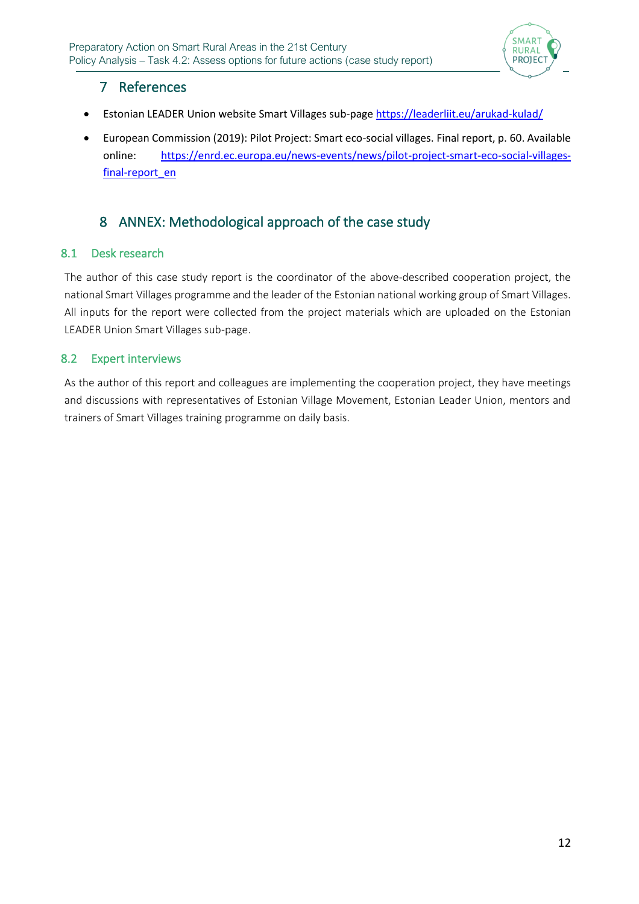# 7 References

- Estonian LEADER Union website Smart Villages sub-page https://leaderliit.eu/arukad-kulad/
- European Commission (2019): Pilot Project: Smart eco-social villages. Final report, p. 60. Available online: https://enrd.ec.europa.eu/news-events/news/pilot-project-smart-eco-social-villages-final-report_en

# 8 ANNEX: Methodological approach of the case study

## 8.1 Desk research

The author of this case study report is the coordinator of the above-described cooperation project, the national Smart Villages programme and the leader of the Estonian national working group of Smart Villages. All inputs for the report were collected from the project materials which are uploaded on the Estonian LEADER Union Smart Villages sub-page.

## 8.2 Expert interviews

As the author of this report and colleagues are implementing the cooperation project, they have meetings and discussions with representatives of Estonian Village Movement, Estonian Leader Union, mentors and trainers of Smart Villages training programme on daily basis.